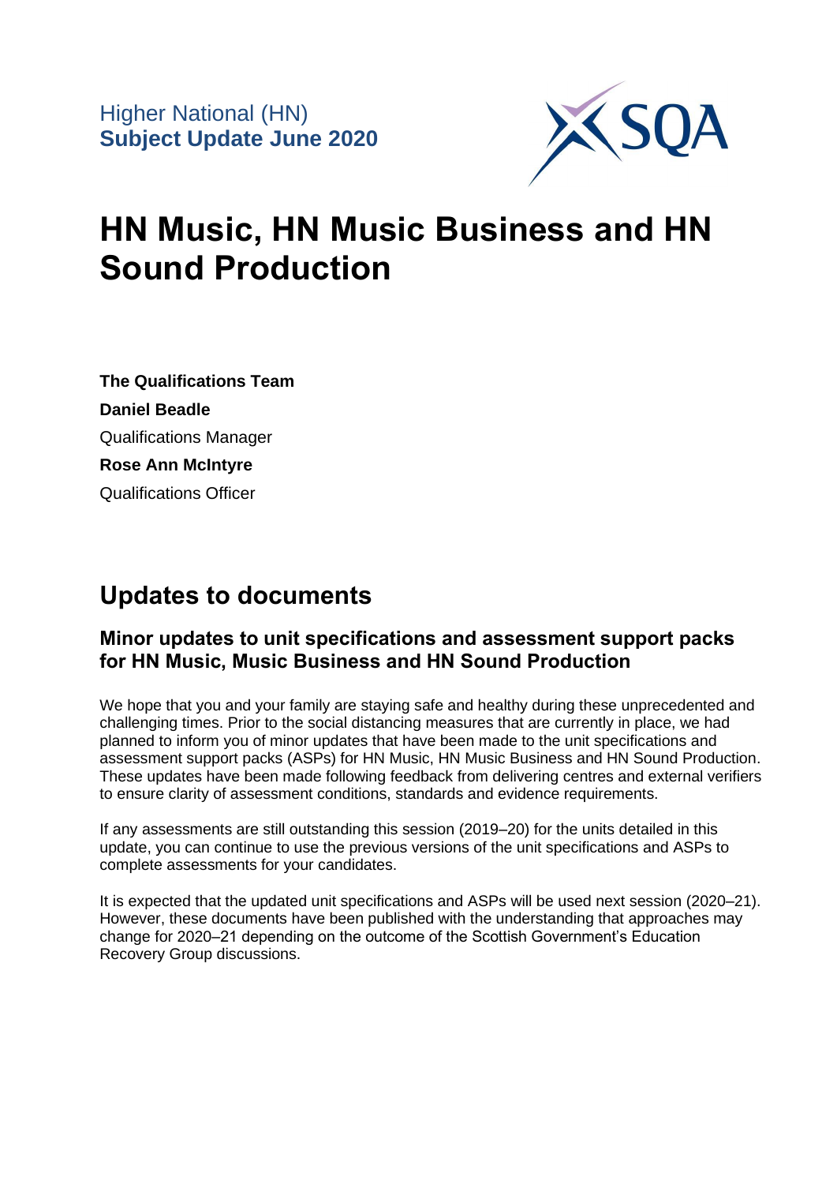Higher National (HN)
**Subject Update June 2020**

# HN Music, HN Music Business and HN Sound Production

**The Qualifications Team**

**Daniel Beadle**

Qualifications Manager

**Rose Ann McIntyre**

Qualifications Officer

## Updates to documents

### Minor updates to unit specifications and assessment support packs for HN Music, Music Business and HN Sound Production

We hope that you and your family are staying safe and healthy during these unprecedented and challenging times. Prior to the social distancing measures that are currently in place, we had planned to inform you of minor updates that have been made to the unit specifications and assessment support packs (ASPs) for HN Music, HN Music Business and HN Sound Production. These updates have been made following feedback from delivering centres and external verifiers to ensure clarity of assessment conditions, standards and evidence requirements.

If any assessments are still outstanding this session (2019–20) for the units detailed in this update, you can continue to use the previous versions of the unit specifications and ASPs to complete assessments for your candidates.

It is expected that the updated unit specifications and ASPs will be used next session (2020–21). However, these documents have been published with the understanding that approaches may change for 2020–21 depending on the outcome of the Scottish Government's Education Recovery Group discussions.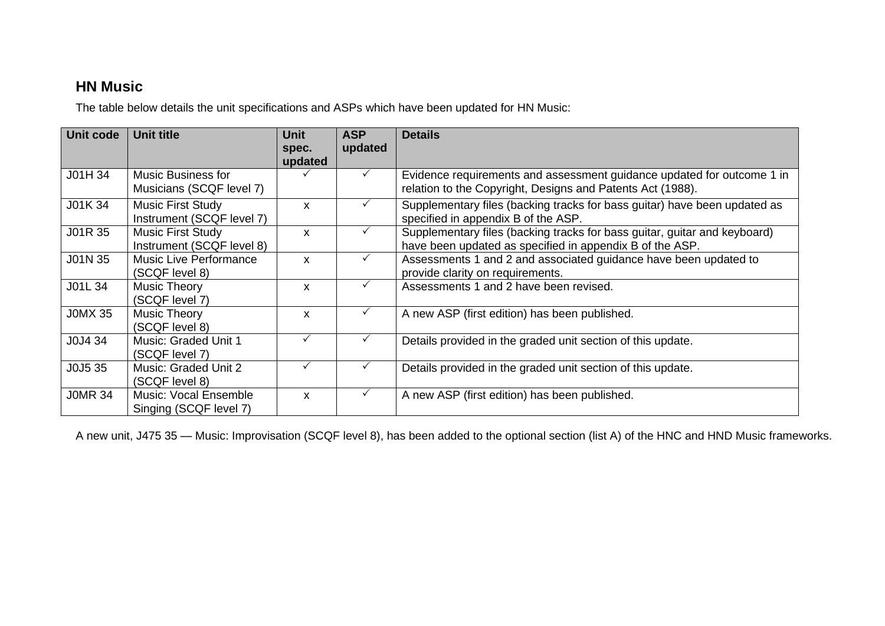## HN Music

The table below details the unit specifications and ASPs which have been updated for HN Music:

| Unit code | Unit title | Unit spec. updated | ASP updated | Details |
|---|---|---|---|---|
| J01H 34 | Music Business for Musicians (SCQF level 7) | ✓ | ✓ | Evidence requirements and assessment guidance updated for outcome 1 in relation to the Copyright, Designs and Patents Act (1988). |
| J01K 34 | Music First Study Instrument (SCQF level 7) | x | ✓ | Supplementary files (backing tracks for bass guitar) have been updated as specified in appendix B of the ASP. |
| J01R 35 | Music First Study Instrument (SCQF level 8) | x | ✓ | Supplementary files (backing tracks for bass guitar, guitar and keyboard) have been updated as specified in appendix B of the ASP. |
| J01N 35 | Music Live Performance (SCQF level 8) | x | ✓ | Assessments 1 and 2 and associated guidance have been updated to provide clarity on requirements. |
| J01L 34 | Music Theory (SCQF level 7) | x | ✓ | Assessments 1 and 2 have been revised. |
| J0MX 35 | Music Theory (SCQF level 8) | x | ✓ | A new ASP (first edition) has been published. |
| J0J4 34 | Music: Graded Unit 1 (SCQF level 7) | ✓ | ✓ | Details provided in the graded unit section of this update. |
| J0J5 35 | Music: Graded Unit 2 (SCQF level 8) | ✓ | ✓ | Details provided in the graded unit section of this update. |
| J0MR 34 | Music: Vocal Ensemble Singing (SCQF level 7) | x | ✓ | A new ASP (first edition) has been published. |

A new unit, J475 35 — Music: Improvisation (SCQF level 8), has been added to the optional section (list A) of the HNC and HND Music frameworks.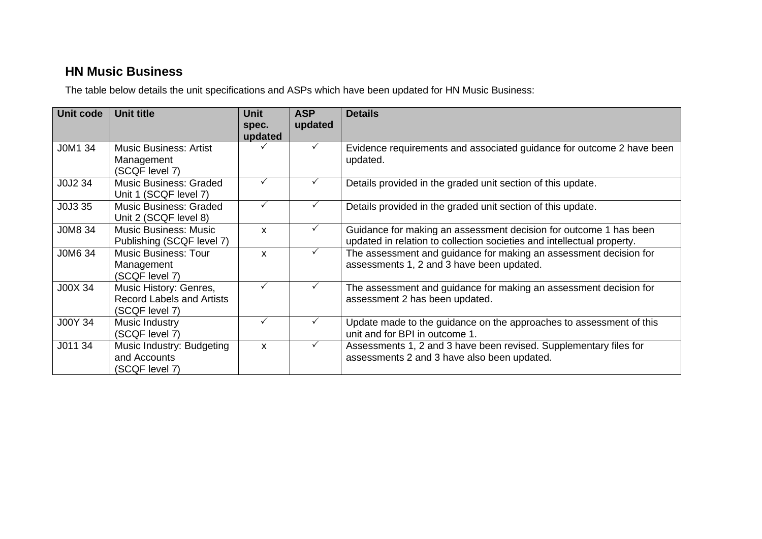## HN Music Business

The table below details the unit specifications and ASPs which have been updated for HN Music Business:

| Unit code | Unit title | Unit spec. updated | ASP updated | Details |
|---|---|---|---|---|
| J0M1 34 | Music Business: Artist Management (SCQF level 7) | ✓ | ✓ | Evidence requirements and associated guidance for outcome 2 have been updated. |
| J0J2 34 | Music Business: Graded Unit 1 (SCQF level 7) | ✓ | ✓ | Details provided in the graded unit section of this update. |
| J0J3 35 | Music Business: Graded Unit 2 (SCQF level 8) | ✓ | ✓ | Details provided in the graded unit section of this update. |
| J0M8 34 | Music Business: Music Publishing (SCQF level 7) | x | ✓ | Guidance for making an assessment decision for outcome 1 has been updated in relation to collection societies and intellectual property. |
| J0M6 34 | Music Business: Tour Management (SCQF level 7) | x | ✓ | The assessment and guidance for making an assessment decision for assessments 1, 2 and 3 have been updated. |
| J00X 34 | Music History: Genres, Record Labels and Artists (SCQF level 7) | ✓ | ✓ | The assessment and guidance for making an assessment decision for assessment 2 has been updated. |
| J00Y 34 | Music Industry (SCQF level 7) | ✓ | ✓ | Update made to the guidance on the approaches to assessment of this unit and for BPI in outcome 1. |
| J011 34 | Music Industry: Budgeting and Accounts (SCQF level 7) | x | ✓ | Assessments 1, 2 and 3 have been revised. Supplementary files for assessments 2 and 3 have also been updated. |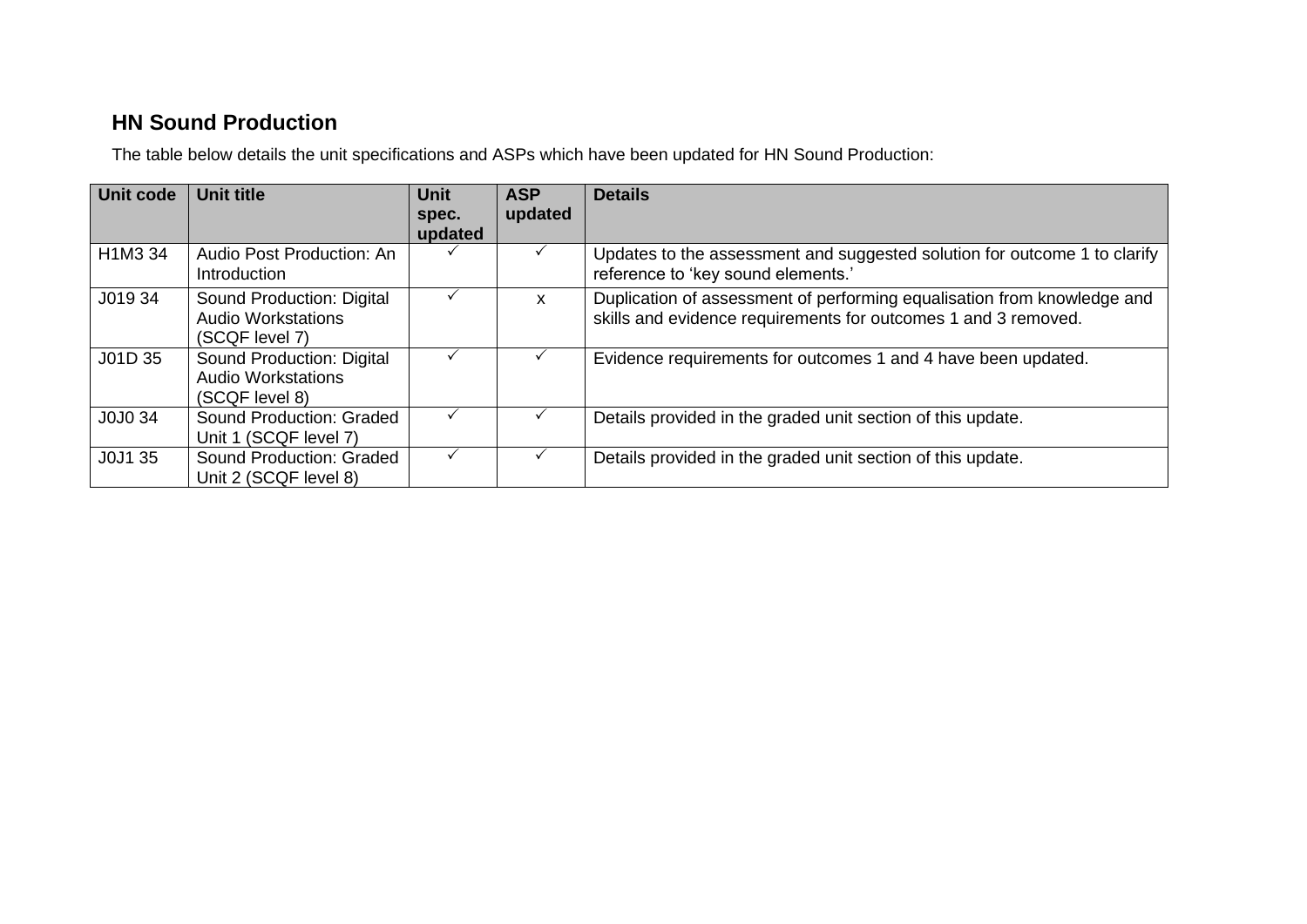## HN Sound Production

The table below details the unit specifications and ASPs which have been updated for HN Sound Production:

| Unit code | Unit title | Unit spec. updated | ASP updated | Details |
|---|---|---|---|---|
| H1M3 34 | Audio Post Production: An Introduction | ✓ | ✓ | Updates to the assessment and suggested solution for outcome 1 to clarify reference to ‘key sound elements.’ |
| J019 34 | Sound Production: Digital Audio Workstations (SCQF level 7) | ✓ | x | Duplication of assessment of performing equalisation from knowledge and skills and evidence requirements for outcomes 1 and 3 removed. |
| J01D 35 | Sound Production: Digital Audio Workstations (SCQF level 8) | ✓ | ✓ | Evidence requirements for outcomes 1 and 4 have been updated. |
| J0J0 34 | Sound Production: Graded Unit 1 (SCQF level 7) | ✓ | ✓ | Details provided in the graded unit section of this update. |
| J0J1 35 | Sound Production: Graded Unit 2 (SCQF level 8) | ✓ | ✓ | Details provided in the graded unit section of this update. |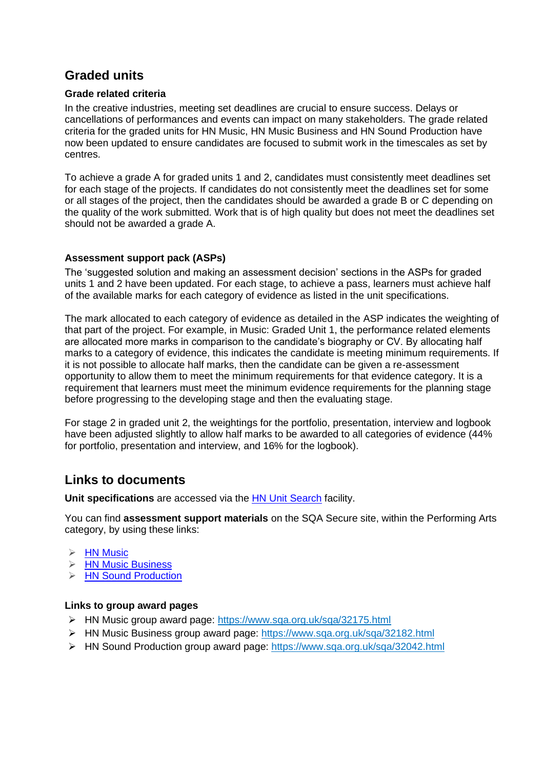## Graded units

### Grade related criteria

In the creative industries, meeting set deadlines are crucial to ensure success. Delays or cancellations of performances and events can impact on many stakeholders. The grade related criteria for the graded units for HN Music, HN Music Business and HN Sound Production have now been updated to ensure candidates are focused to submit work in the timescales as set by centres.

To achieve a grade A for graded units 1 and 2, candidates must consistently meet deadlines set for each stage of the projects. If candidates do not consistently meet the deadlines set for some or all stages of the project, then the candidates should be awarded a grade B or C depending on the quality of the work submitted. Work that is of high quality but does not meet the deadlines set should not be awarded a grade A.

### Assessment support pack (ASPs)

The 'suggested solution and making an assessment decision' sections in the ASPs for graded units 1 and 2 have been updated. For each stage, to achieve a pass, learners must achieve half of the available marks for each category of evidence as listed in the unit specifications.

The mark allocated to each category of evidence as detailed in the ASP indicates the weighting of that part of the project. For example, in Music: Graded Unit 1, the performance related elements are allocated more marks in comparison to the candidate's biography or CV. By allocating half marks to a category of evidence, this indicates the candidate is meeting minimum requirements. If it is not possible to allocate half marks, then the candidate can be given a re-assessment opportunity to allow them to meet the minimum requirements for that evidence category. It is a requirement that learners must meet the minimum evidence requirements for the planning stage before progressing to the developing stage and then the evaluating stage.

For stage 2 in graded unit 2, the weightings for the portfolio, presentation, interview and logbook have been adjusted slightly to allow half marks to be awarded to all categories of evidence (44% for portfolio, presentation and interview, and 16% for the logbook).

## Links to documents

**Unit specifications** are accessed via the HN Unit Search facility.

You can find **assessment support materials** on the SQA Secure site, within the Performing Arts category, by using these links:

- HN Music
- HN Music Business
- HN Sound Production

### Links to group award pages

- HN Music group award page: https://www.sqa.org.uk/sqa/32175.html
- HN Music Business group award page: https://www.sqa.org.uk/sqa/32182.html
- HN Sound Production group award page: https://www.sqa.org.uk/sqa/32042.html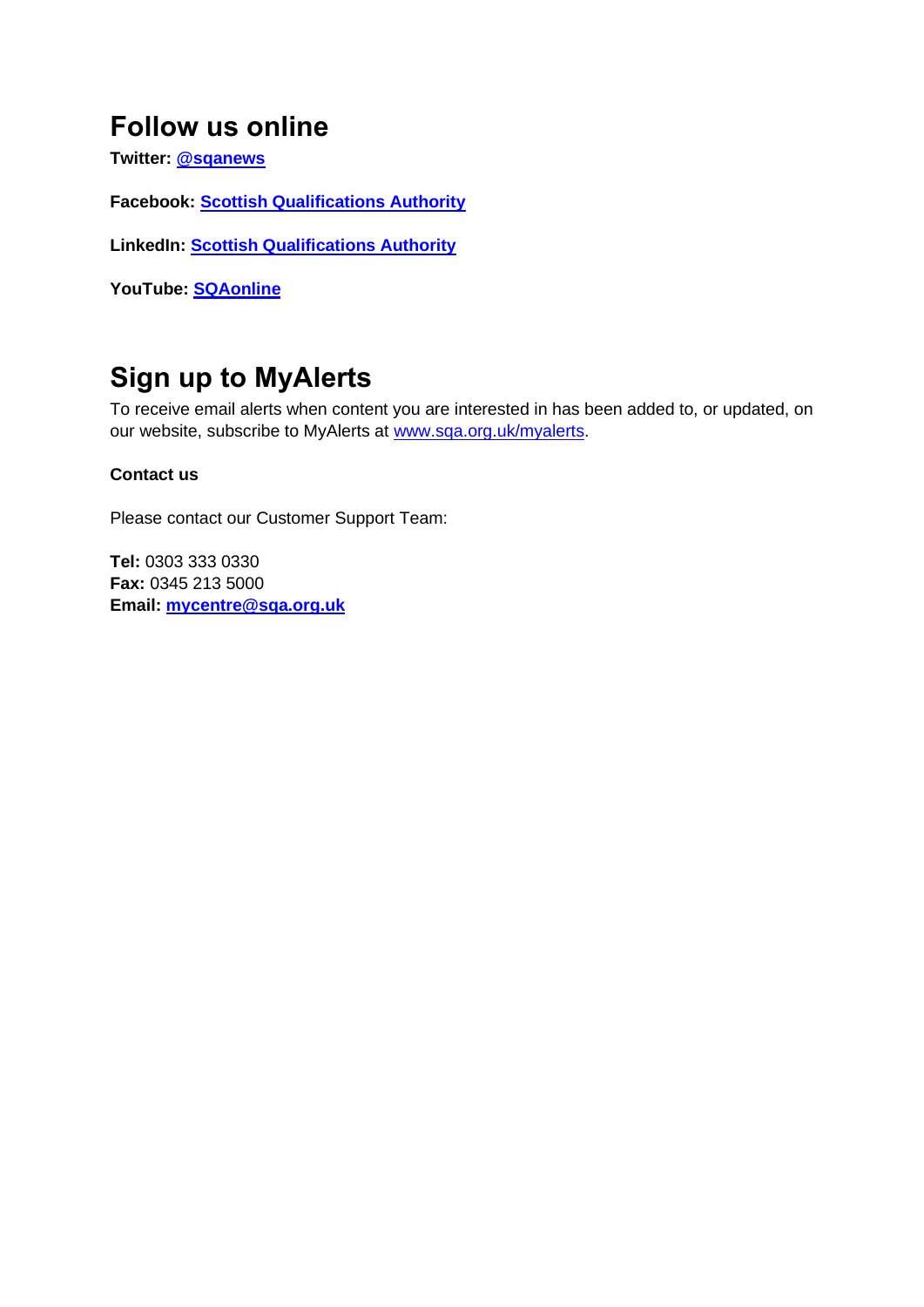## Follow us online

**Twitter: @sqanews**

**Facebook: Scottish Qualifications Authority**

**LinkedIn: Scottish Qualifications Authority**

**YouTube: SQAonline**

## Sign up to MyAlerts

To receive email alerts when content you are interested in has been added to, or updated, on our website, subscribe to MyAlerts at www.sqa.org.uk/myalerts.

**Contact us**

Please contact our Customer Support Team:

**Tel:** 0303 333 0330
**Fax:** 0345 213 5000
**Email: mycentre@sqa.org.uk**